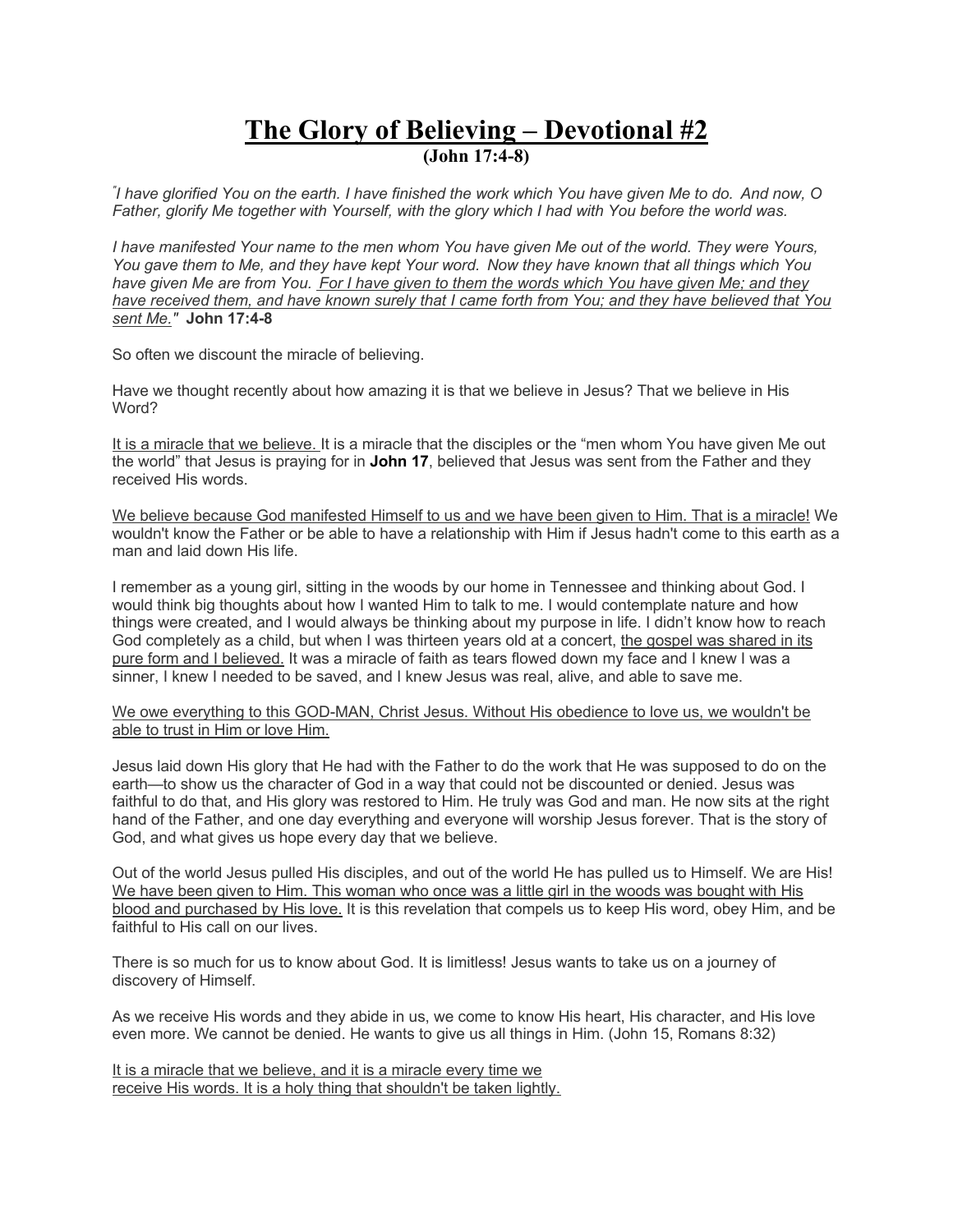# The Glory of Believing – Devotional #2

**(John 17:4-8)**

*"I have glorified You on the earth. I have finished the work which You have given Me to do. And now, O Father, glorify Me together with Yourself, with the glory which I had with You before the world was.*

*I have manifested Your name to the men whom You have given Me out of the world. They were Yours, You gave them to Me, and they have kept Your word. Now they have known that all things which You have given Me are from You. <u>For I have given to them the words which You have given Me; and they have received them, and have known surely that I came forth from You; and they have believed that You sent Me."</u>* **John 17:4-8**

So often we discount the miracle of believing.

Have we thought recently about how amazing it is that we believe in Jesus? That we believe in His Word?

<u>It is a miracle that we believe.</u> It is a miracle that the disciples or the "men whom You have given Me out the world" that Jesus is praying for in **John 17**, believed that Jesus was sent from the Father and they received His words.

<u>We believe because God manifested Himself to us and we have been given to Him. That is a miracle!</u> We wouldn't know the Father or be able to have a relationship with Him if Jesus hadn't come to this earth as a man and laid down His life.

I remember as a young girl, sitting in the woods by our home in Tennessee and thinking about God. I would think big thoughts about how I wanted Him to talk to me. I would contemplate nature and how things were created, and I would always be thinking about my purpose in life. I didn't know how to reach God completely as a child, but when I was thirteen years old at a concert, <u>the gospel was shared in its pure form and I believed.</u> It was a miracle of faith as tears flowed down my face and I knew I was a sinner, I knew I needed to be saved, and I knew Jesus was real, alive, and able to save me.

<u>We owe everything to this GOD-MAN, Christ Jesus. Without His obedience to love us, we wouldn't be able to trust in Him or love Him.</u>

Jesus laid down His glory that He had with the Father to do the work that He was supposed to do on the earth—to show us the character of God in a way that could not be discounted or denied. Jesus was faithful to do that, and His glory was restored to Him. He truly was God and man. He now sits at the right hand of the Father, and one day everything and everyone will worship Jesus forever. That is the story of God, and what gives us hope every day that we believe.

Out of the world Jesus pulled His disciples, and out of the world He has pulled us to Himself. We are His! <u>We have been given to Him. This woman who once was a little girl in the woods was bought with His blood and purchased by His love.</u> It is this revelation that compels us to keep His word, obey Him, and be faithful to His call on our lives.

There is so much for us to know about God. It is limitless! Jesus wants to take us on a journey of discovery of Himself.

As we receive His words and they abide in us, we come to know His heart, His character, and His love even more. We cannot be denied. He wants to give us all things in Him. (John 15, Romans 8:32)

<u>It is a miracle that we believe, and it is a miracle every time we receive His words. It is a holy thing that shouldn't be taken lightly.</u>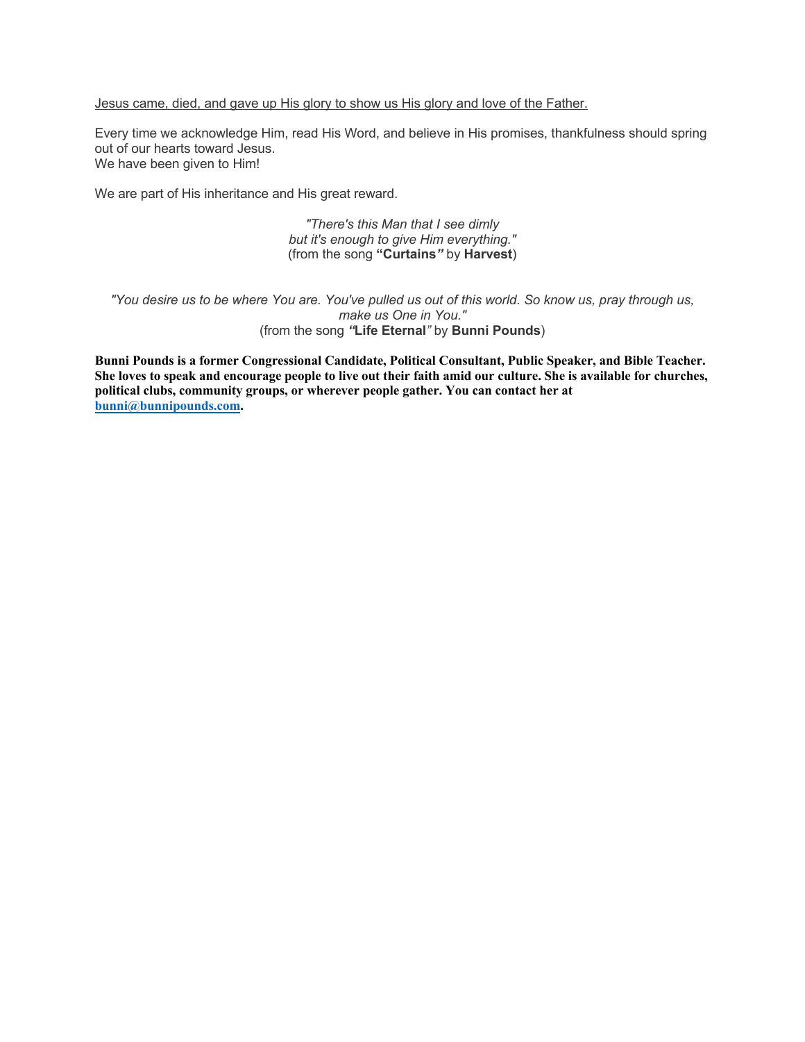<u>Jesus came, died, and gave up His glory to show us His glory and love of the Father.</u>

Every time we acknowledge Him, read His Word, and believe in His promises, thankfulness should spring out of our hearts toward Jesus.
We have been given to Him!

We are part of His inheritance and His great reward.

*"There's this Man that I see dimly*
*but it's enough to give Him everything."*
(from the song **"Curtains"** by **Harvest**)

*"You desire us to be where You are. You've pulled us out of this world. So know us, pray through us, make us One in You."*
(from the song **"Life Eternal"** by **Bunni Pounds**)

**Bunni Pounds is a former Congressional Candidate, Political Consultant, Public Speaker, and Bible Teacher. She loves to speak and encourage people to live out their faith amid our culture. She is available for churches, political clubs, community groups, or wherever people gather. You can contact her at [bunni@bunnipounds.com](mailto:bunni@bunnipounds.com).**